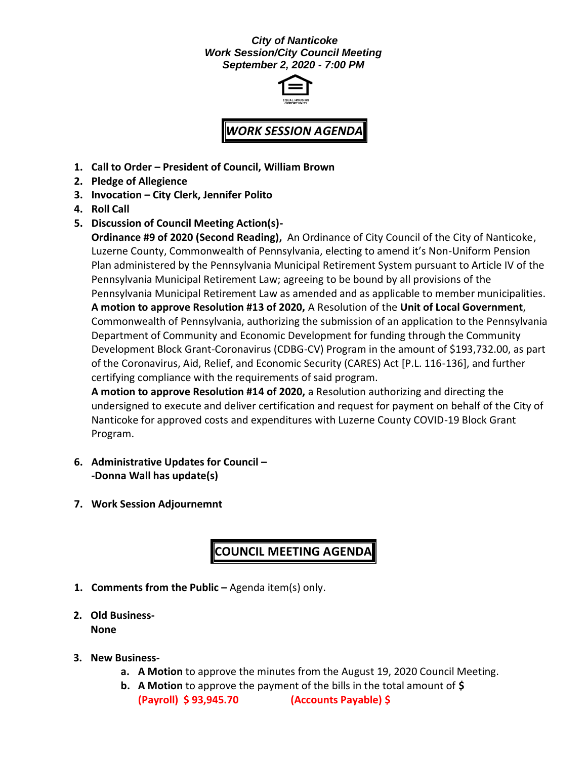***City of Nanticoke***
***Work Session/City Council Meeting***
***September 2, 2020 - 7:00 PM***

EQUAL HOUSING OPPORTUNITY

## *WORK SESSION AGENDA*

1. **Call to Order – President of Council, William Brown**
2. **Pledge of Allegience**
3. **Invocation – City Clerk, Jennifer Polito**
4. **Roll Call**
5. **Discussion of Council Meeting Action(s)-**

   **Ordinance #9 of 2020 (Second Reading),** An Ordinance of City Council of the City of Nanticoke, Luzerne County, Commonwealth of Pennsylvania, electing to amend it's Non-Uniform Pension Plan administered by the Pennsylvania Municipal Retirement System pursuant to Article IV of the Pennsylvania Municipal Retirement Law; agreeing to be bound by all provisions of the Pennsylvania Municipal Retirement Law as amended and as applicable to member municipalities.

   **A motion to approve Resolution #13 of 2020,** A Resolution of the **Unit of Local Government**, Commonwealth of Pennsylvania, authorizing the submission of an application to the Pennsylvania Department of Community and Economic Development for funding through the Community Development Block Grant-Coronavirus (CDBG-CV) Program in the amount of $193,732.00, as part of the Coronavirus, Aid, Relief, and Economic Security (CARES) Act [P.L. 116-136], and further certifying compliance with the requirements of said program.

   **A motion to approve Resolution #14 of 2020,** a Resolution authorizing and directing the undersigned to execute and deliver certification and request for payment on behalf of the City of Nanticoke for approved costs and expenditures with Luzerne County COVID-19 Block Grant Program.

6. **Administrative Updates for Council –**
   **-Donna Wall has update(s)**

7. **Work Session Adjournemnt**

## COUNCIL MEETING AGENDA

1. **Comments from the Public –** Agenda item(s) only.

2. **Old Business-**
   **None**

3. **New Business-**
   a. **A Motion** to approve the minutes from the August 19, 2020 Council Meeting.
   b. **A Motion** to approve the payment of the bills in the total amount of **$**
      **(Payroll) $ 93,945.70** **(Accounts Payable) $**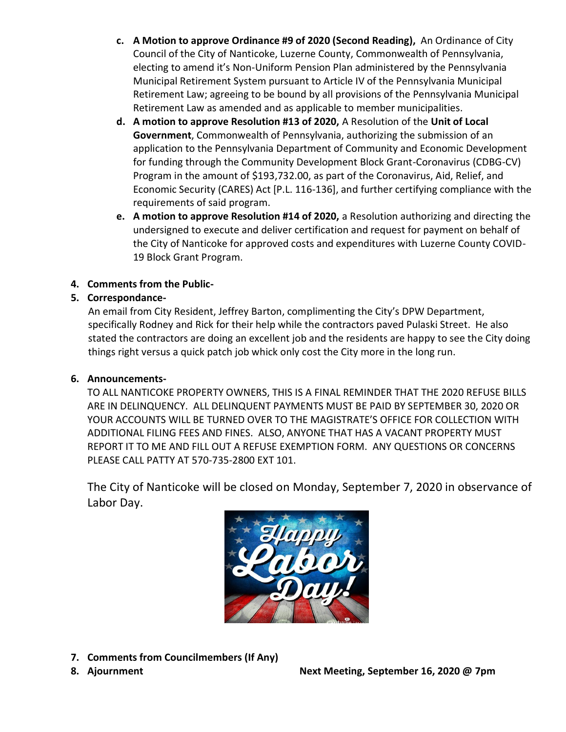c. **A Motion to approve Ordinance #9 of 2020 (Second Reading),** An Ordinance of City Council of the City of Nanticoke, Luzerne County, Commonwealth of Pennsylvania, electing to amend it's Non-Uniform Pension Plan administered by the Pennsylvania Municipal Retirement System pursuant to Article IV of the Pennsylvania Municipal Retirement Law; agreeing to be bound by all provisions of the Pennsylvania Municipal Retirement Law as amended and as applicable to member municipalities.

d. **A motion to approve Resolution #13 of 2020,** A Resolution of the **Unit of Local Government**, Commonwealth of Pennsylvania, authorizing the submission of an application to the Pennsylvania Department of Community and Economic Development for funding through the Community Development Block Grant-Coronavirus (CDBG-CV) Program in the amount of $193,732.00, as part of the Coronavirus, Aid, Relief, and Economic Security (CARES) Act [P.L. 116-136], and further certifying compliance with the requirements of said program.

e. **A motion to approve Resolution #14 of 2020,** a Resolution authorizing and directing the undersigned to execute and deliver certification and request for payment on behalf of the City of Nanticoke for approved costs and expenditures with Luzerne County COVID-19 Block Grant Program.

4. **Comments from the Public-**
5. **Correspondance-**

An email from City Resident, Jeffrey Barton, complimenting the City's DPW Department, specifically Rodney and Rick for their help while the contractors paved Pulaski Street. He also stated the contractors are doing an excellent job and the residents are happy to see the City doing things right versus a quick patch job which only cost the City more in the long run.

6. **Announcements-**

TO ALL NANTICOKE PROPERTY OWNERS, THIS IS A FINAL REMINDER THAT THE 2020 REFUSE BILLS ARE IN DELINQUENCY. ALL DELINQUENT PAYMENTS MUST BE PAID BY SEPTEMBER 30, 2020 OR YOUR ACCOUNTS WILL BE TURNED OVER TO THE MAGISTRATE'S OFFICE FOR COLLECTION WITH ADDITIONAL FILING FEES AND FINES. ALSO, ANYONE THAT HAS A VACANT PROPERTY MUST REPORT IT TO ME AND FILL OUT A REFUSE EXEMPTION FORM. ANY QUESTIONS OR CONCERNS PLEASE CALL PATTY AT 570-735-2800 EXT 101.

The City of Nanticoke will be closed on Monday, September 7, 2020 in observance of Labor Day.

Happy Labor Day!

7. **Comments from Councilmembers (If Any)**
8. **Ajournment** **Next Meeting, September 16, 2020 @ 7pm**